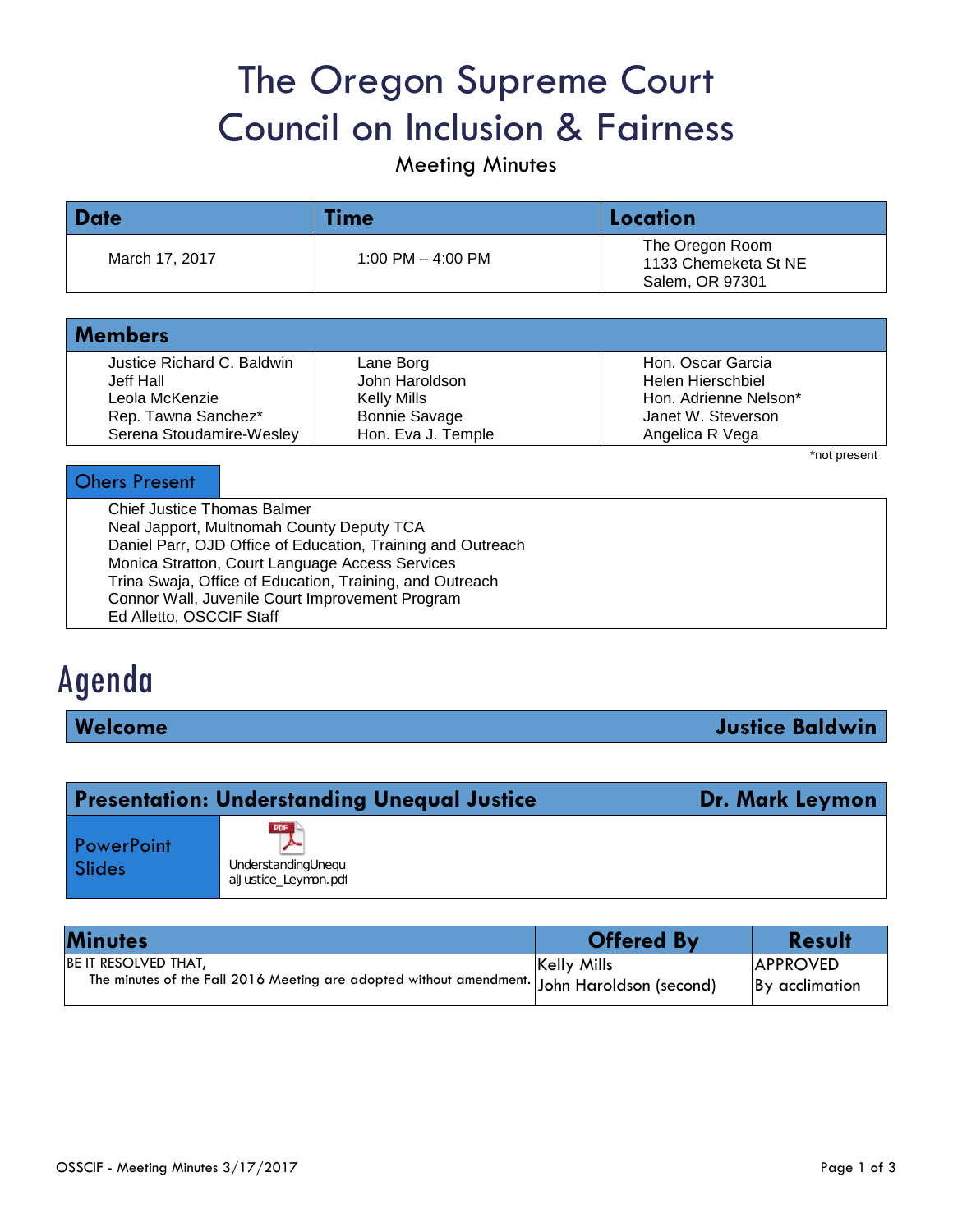# The Oregon Supreme Court Council on Inclusion & Fairness

Meeting Minutes

| Date | Time | Location |
| --- | --- | --- |
| March 17, 2017 | 1:00 PM – 4:00 PM | The Oregon Room<br>1133 Chemeketa St NE<br>Salem, OR 97301 |

## Members

| | | |
| --- | --- | --- |
| Justice Richard C. Baldwin | Lane Borg | Hon. Oscar Garcia |
| Jeff Hall | John Haroldson | Helen Hierschbiel |
| Leola McKenzie | Kelly Mills | Hon. Adrienne Nelson* |
| Rep. Tawna Sanchez* | Bonnie Savage | Janet W. Steverson |
| Serena Stoudamire-Wesley | Hon. Eva J. Temple | Angelica R Vega |

*not present

## Ohers Present

Chief Justice Thomas Balmer
Neal Japport, Multnomah County Deputy TCA
Daniel Parr, OJD Office of Education, Training and Outreach
Monica Stratton, Court Language Access Services
Trina Swaja, Office of Education, Training, and Outreach
Connor Wall, Juvenile Court Improvement Program
Ed Alletto, OSCCIF Staff

# Agenda

## Welcome — Justice Baldwin

## Presentation: Understanding Unequal Justice — Dr. Mark Leymon

PowerPoint Slides: UnderstandingUnequalJustice_Leymon.pdf

| Minutes | Offered By | Result |
| --- | --- | --- |
| BE IT RESOLVED THAT,<br>The minutes of the Fall 2016 Meeting are adopted without amendment. | Kelly Mills<br>John Haroldson (second) | APPROVED<br>By acclimation |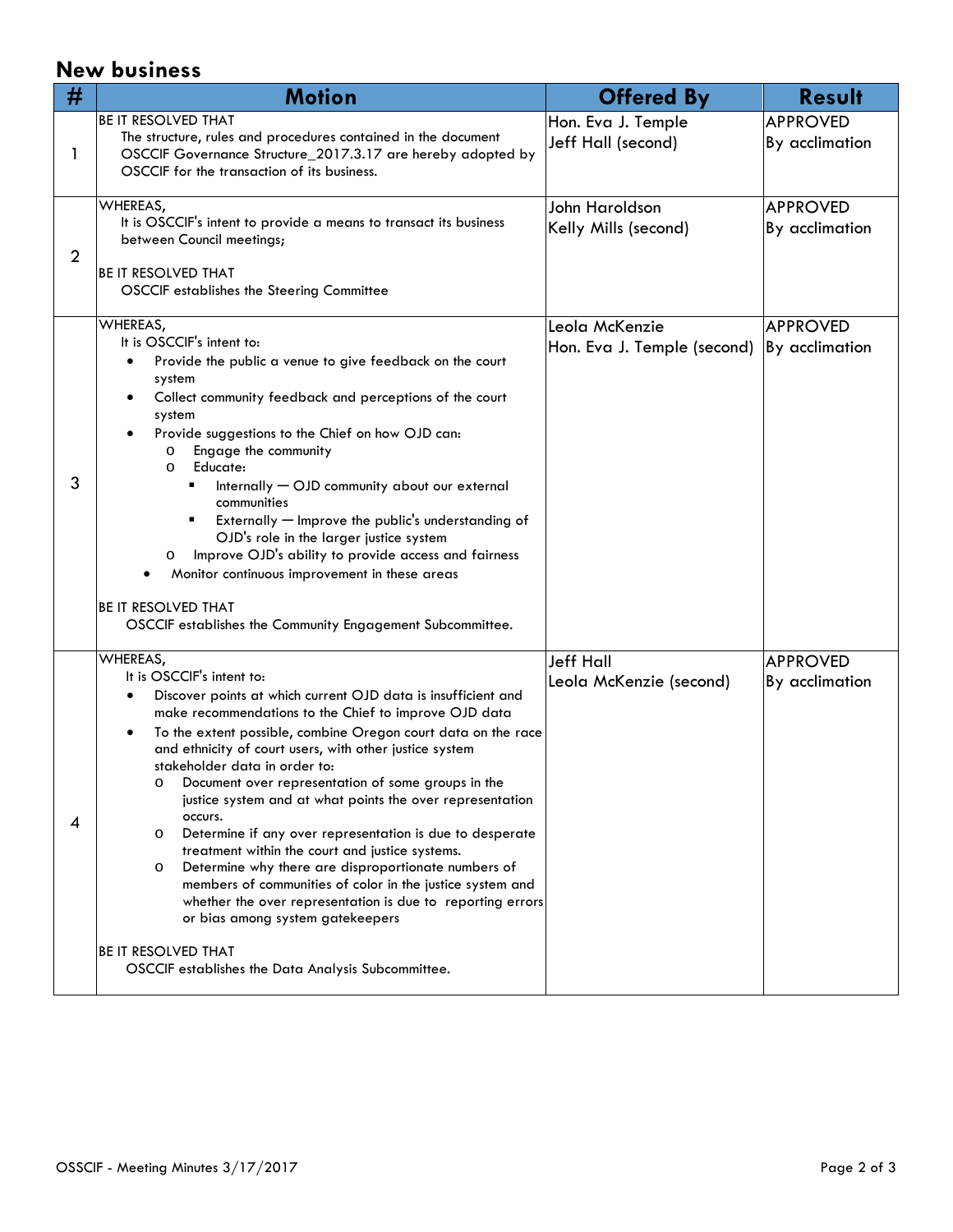## New business

| # | Motion | Offered By | Result |
|---|---|---|---|
| 1 | BE IT RESOLVED THAT<br>The structure, rules and procedures contained in the document OSCCIF Governance Structure_2017.3.17 are hereby adopted by OSCCIF for the transaction of its business. | Hon. Eva J. Temple<br>Jeff Hall (second) | APPROVED<br>By acclimation |
| 2 | WHEREAS,<br>It is OSCCIF's intent to provide a means to transact its business between Council meetings;<br><br>BE IT RESOLVED THAT<br>OSCCIF establishes the Steering Committee | John Haroldson<br>Kelly Mills (second) | APPROVED<br>By acclimation |
| 3 | WHEREAS,<br>It is OSCCIF's intent to:<br>• Provide the public a venue to give feedback on the court system<br>• Collect community feedback and perceptions of the court system<br>• Provide suggestions to the Chief on how OJD can:<br>  o Engage the community<br>  o Educate:<br>    ▪ Internally — OJD community about our external communities<br>    ▪ Externally — Improve the public's understanding of OJD's role in the larger justice system<br>  o Improve OJD's ability to provide access and fairness<br>• Monitor continuous improvement in these areas<br><br>BE IT RESOLVED THAT<br>OSCCIF establishes the Community Engagement Subcommittee. | Leola McKenzie<br>Hon. Eva J. Temple (second) | APPROVED<br>By acclimation |
| 4 | WHEREAS,<br>It is OSCCIF's intent to:<br>• Discover points at which current OJD data is insufficient and make recommendations to the Chief to improve OJD data<br>• To the extent possible, combine Oregon court data on the race and ethnicity of court users, with other justice system stakeholder data in order to:<br>  o Document over representation of some groups in the justice system and at what points the over representation occurs.<br>  o Determine if any over representation is due to desperate treatment within the court and justice systems.<br>  o Determine why there are disproportionate numbers of members of communities of color in the justice system and whether the over representation is due to reporting errors or bias among system gatekeepers<br><br>BE IT RESOLVED THAT<br>OSCCIF establishes the Data Analysis Subcommittee. | Jeff Hall<br>Leola McKenzie (second) | APPROVED<br>By acclimation |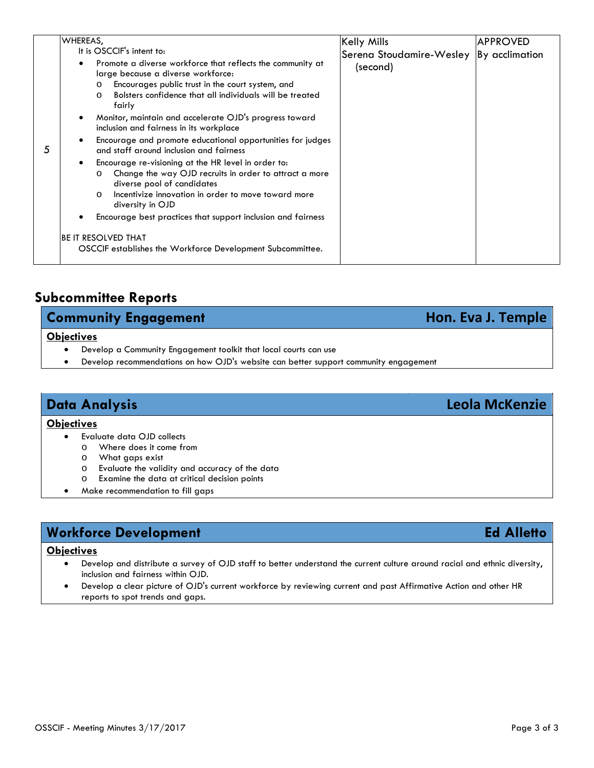| | | | |
|---|---|---|---|
| 5 | WHEREAS,<br>It is OSCCIF's intent to:<br>• Promote a diverse workforce that reflects the community at large because a diverse workforce:<br>o Encourages public trust in the court system, and<br>o Bolsters confidence that all individuals will be treated fairly<br>• Monitor, maintain and accelerate OJD's progress toward inclusion and fairness in its workplace<br>• Encourage and promote educational opportunities for judges and staff around inclusion and fairness<br>• Encourage re-visioning at the HR level in order to:<br>o Change the way OJD recruits in order to attract a more diverse pool of candidates<br>o Incentivize innovation in order to move toward more diversity in OJD<br>• Encourage best practices that support inclusion and fairness<br><br>BE IT RESOLVED THAT<br>OSCCIF establishes the Workforce Development Subcommittee. | Kelly Mills<br>Serena Stoudamire-Wesley (second) | APPROVED<br>By acclimation |

## Subcommittee Reports

### Community Engagement — Hon. Eva J. Temple

**Objectives**

- Develop a Community Engagement toolkit that local courts can use
- Develop recommendations on how OJD's website can better support community engagement

### Data Analysis — Leola McKenzie

**Objectives**

- Evaluate data OJD collects
  - Where does it come from
  - What gaps exist
  - Evaluate the validity and accuracy of the data
  - Examine the data at critical decision points
- Make recommendation to fill gaps

### Workforce Development — Ed Alletto

**Objectives**

- Develop and distribute a survey of OJD staff to better understand the current culture around racial and ethnic diversity, inclusion and fairness within OJD.
- Develop a clear picture of OJD's current workforce by reviewing current and past Affirmative Action and other HR reports to spot trends and gaps.